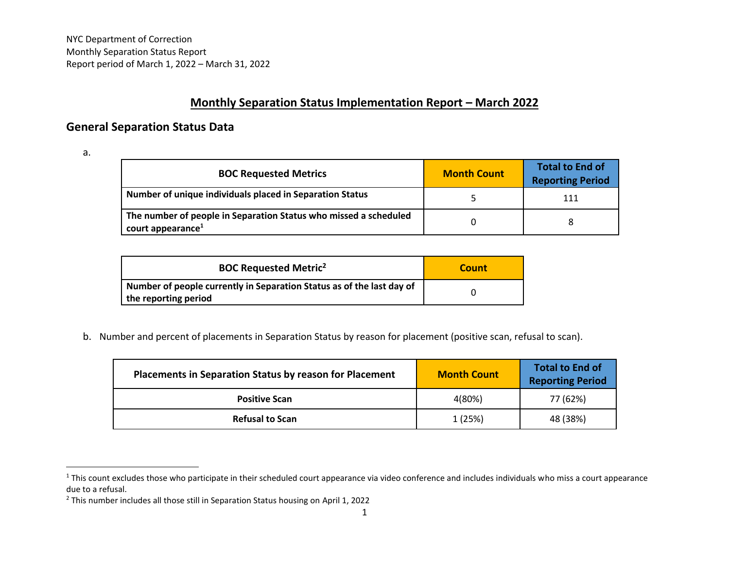NYC Department of Correction
Monthly Separation Status Report
Report period of March 1, 2022 – March 31, 2022

# Monthly Separation Status Implementation Report – March 2022

## General Separation Status Data

a.

| BOC Requested Metrics | Month Count | Total to End of Reporting Period |
|---|---|---|
| **Number of unique individuals placed in Separation Status** | 5 | 111 |
| **The number of people in Separation Status who missed a scheduled court appearance**[1] | 0 | 8 |

| BOC Requested Metric[2] | Count |
|---|---|
| **Number of people currently in Separation Status as of the last day of the reporting period** | 0 |

b. Number and percent of placements in Separation Status by reason for placement (positive scan, refusal to scan).

| Placements in Separation Status by reason for Placement | Month Count | Total to End of Reporting Period |
|---|---|---|
| **Positive Scan** | 4(80%) | 77 (62%) |
| **Refusal to Scan** | 1 (25%) | 48 (38%) |

[1] This count excludes those who participate in their scheduled court appearance via video conference and includes individuals who miss a court appearance due to a refusal.

[2] This number includes all those still in Separation Status housing on April 1, 2022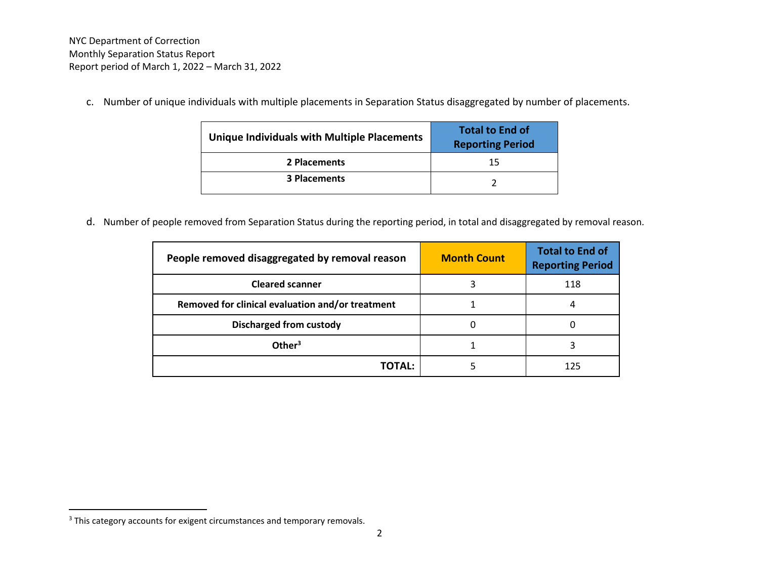c. Number of unique individuals with multiple placements in Separation Status disaggregated by number of placements.

| Unique Individuals with Multiple Placements | Total to End of Reporting Period |
|---|---|
| **2 Placements** | 15 |
| **3 Placements** | 2 |

d. Number of people removed from Separation Status during the reporting period, in total and disaggregated by removal reason.

| People removed disaggregated by removal reason | Month Count | Total to End of Reporting Period |
|---|---|---|
| **Cleared scanner** | 3 | 118 |
| **Removed for clinical evaluation and/or treatment** | 1 | 4 |
| **Discharged from custody** | 0 | 0 |
| **Other[3]** | 1 | 3 |
| **TOTAL:** | 5 | 125 |

[3] This category accounts for exigent circumstances and temporary removals.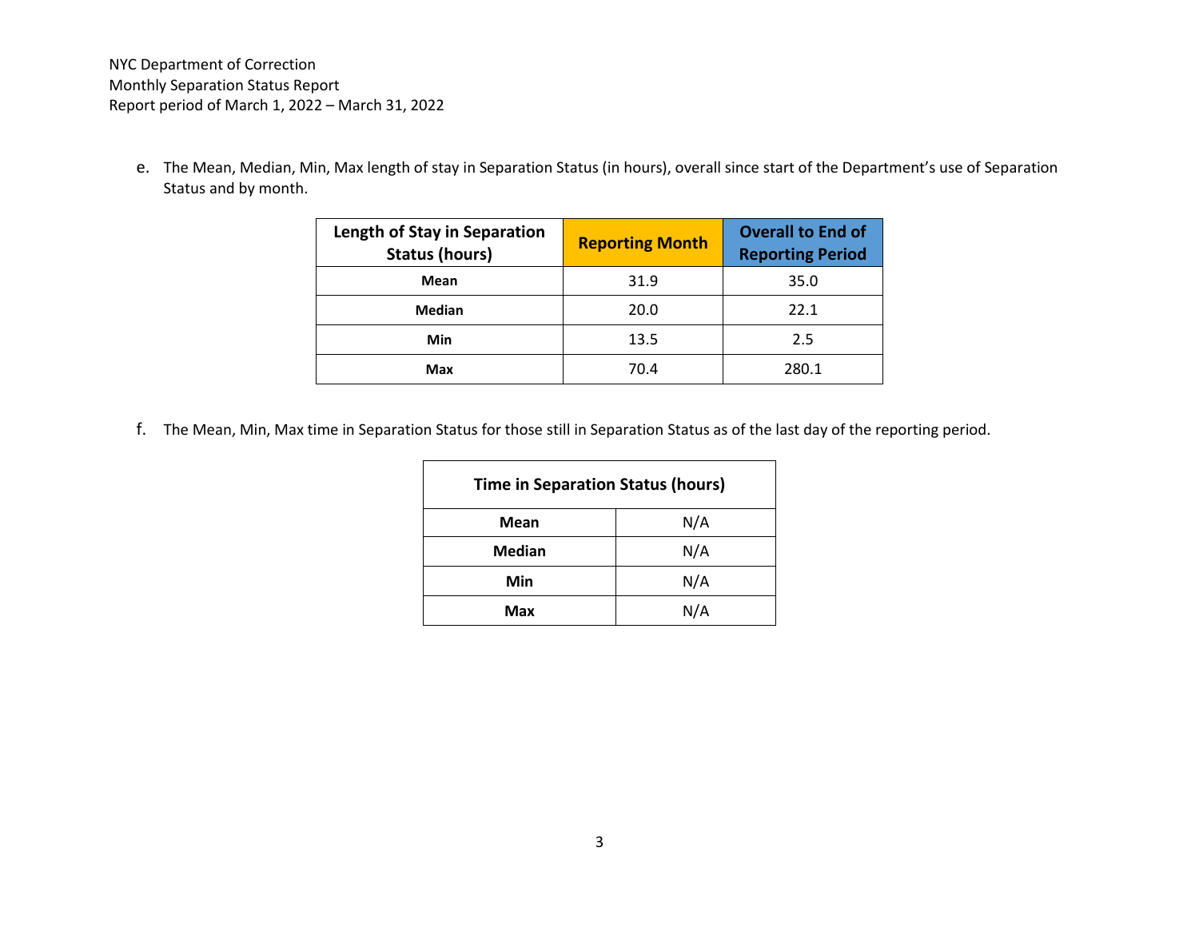e. The Mean, Median, Min, Max length of stay in Separation Status (in hours), overall since start of the Department's use of Separation Status and by month.

| Length of Stay in Separation Status (hours) | Reporting Month | Overall to End of Reporting Period |
|---|---|---|
| **Mean** | 31.9 | 35.0 |
| **Median** | 20.0 | 22.1 |
| **Min** | 13.5 | 2.5 |
| **Max** | 70.4 | 280.1 |

f. The Mean, Min, Max time in Separation Status for those still in Separation Status as of the last day of the reporting period.

| Time in Separation Status (hours) | |
|---|---|
| **Mean** | N/A |
| **Median** | N/A |
| **Min** | N/A |
| **Max** | N/A |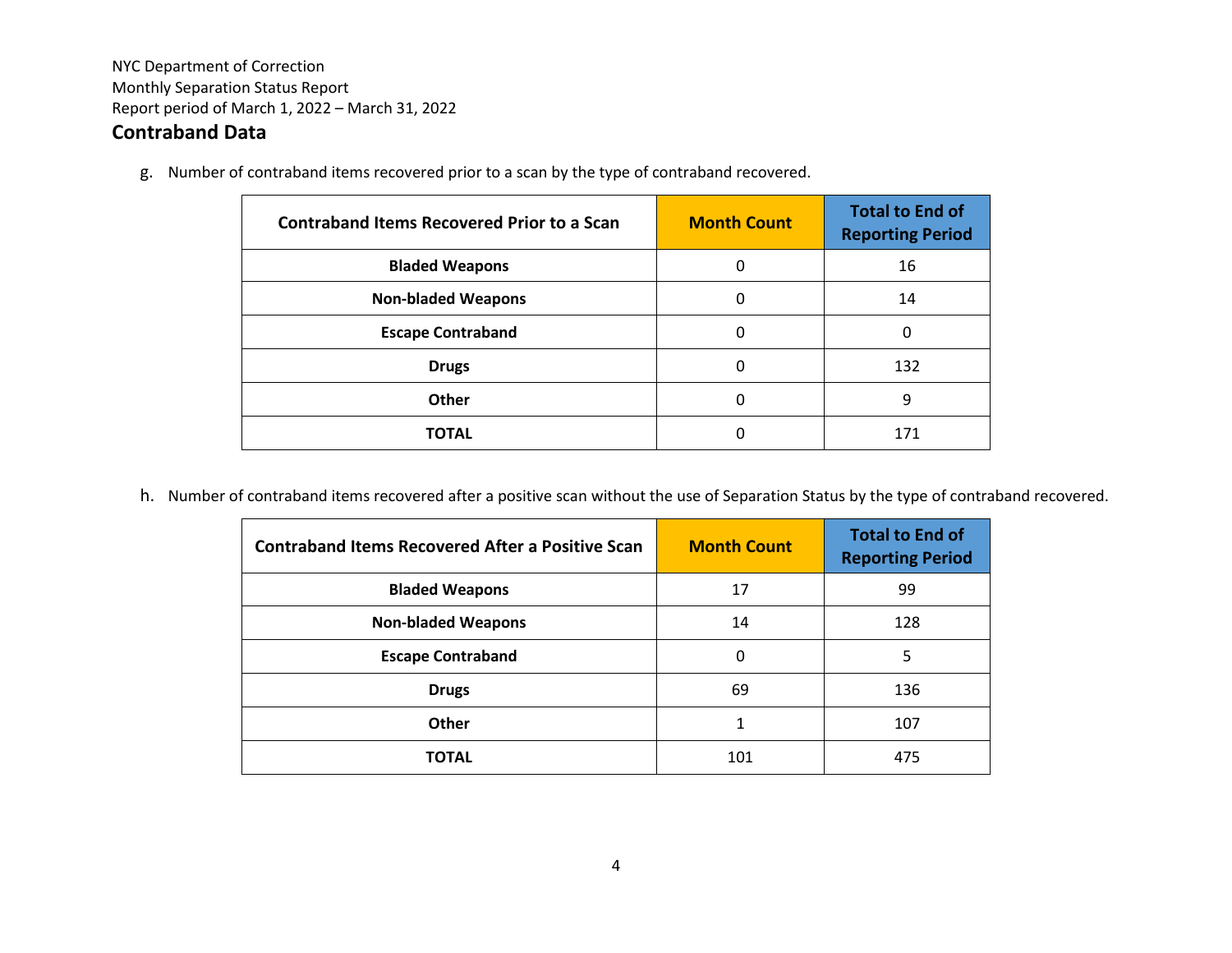NYC Department of Correction
Monthly Separation Status Report
Report period of March 1, 2022 – March 31, 2022

## Contraband Data

g. Number of contraband items recovered prior to a scan by the type of contraband recovered.

| Contraband Items Recovered Prior to a Scan | Month Count | Total to End of Reporting Period |
|---|---|---|
| **Bladed Weapons** | 0 | 16 |
| **Non-bladed Weapons** | 0 | 14 |
| **Escape Contraband** | 0 | 0 |
| **Drugs** | 0 | 132 |
| **Other** | 0 | 9 |
| **TOTAL** | 0 | 171 |

h. Number of contraband items recovered after a positive scan without the use of Separation Status by the type of contraband recovered.

| Contraband Items Recovered After a Positive Scan | Month Count | Total to End of Reporting Period |
|---|---|---|
| **Bladed Weapons** | 17 | 99 |
| **Non-bladed Weapons** | 14 | 128 |
| **Escape Contraband** | 0 | 5 |
| **Drugs** | 69 | 136 |
| **Other** | 1 | 107 |
| **TOTAL** | 101 | 475 |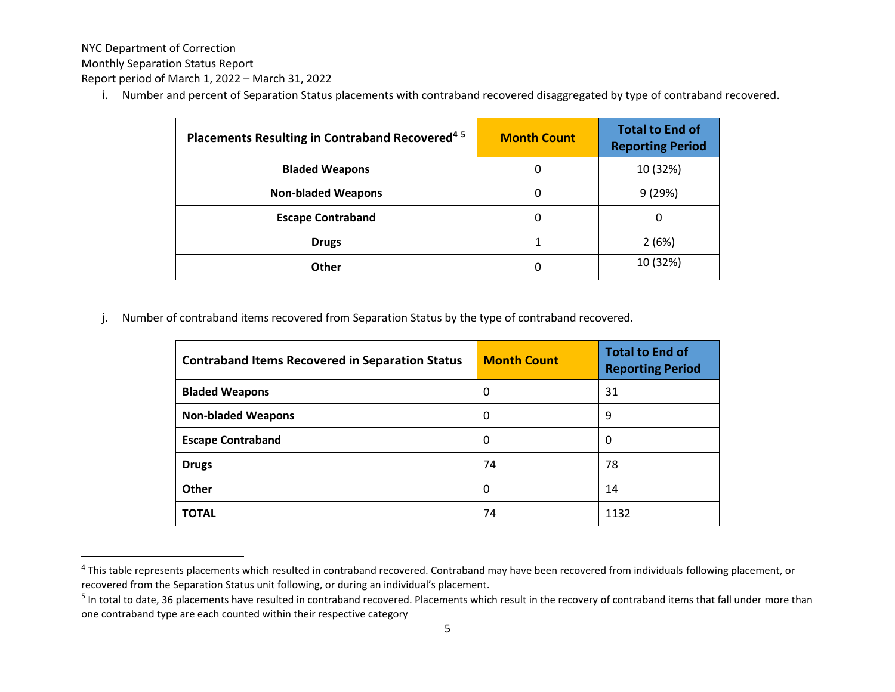NYC Department of Correction
Monthly Separation Status Report
Report period of March 1, 2022 – March 31, 2022

i. Number and percent of Separation Status placements with contraband recovered disaggregated by type of contraband recovered.

| Placements Resulting in Contraband Recovered[4] [5] | Month Count | Total to End of Reporting Period |
|---|---|---|
| Bladed Weapons | 0 | 10 (32%) |
| Non-bladed Weapons | 0 | 9 (29%) |
| Escape Contraband | 0 | 0 |
| Drugs | 1 | 2 (6%) |
| Other | 0 | 10 (32%) |

j. Number of contraband items recovered from Separation Status by the type of contraband recovered.

| Contraband Items Recovered in Separation Status | Month Count | Total to End of Reporting Period |
|---|---|---|
| Bladed Weapons | 0 | 31 |
| Non-bladed Weapons | 0 | 9 |
| Escape Contraband | 0 | 0 |
| Drugs | 74 | 78 |
| Other | 0 | 14 |
| TOTAL | 74 | 1132 |

[4] This table represents placements which resulted in contraband recovered. Contraband may have been recovered from individuals following placement, or recovered from the Separation Status unit following, or during an individual's placement.

[5] In total to date, 36 placements have resulted in contraband recovered. Placements which result in the recovery of contraband items that fall under more than one contraband type are each counted within their respective category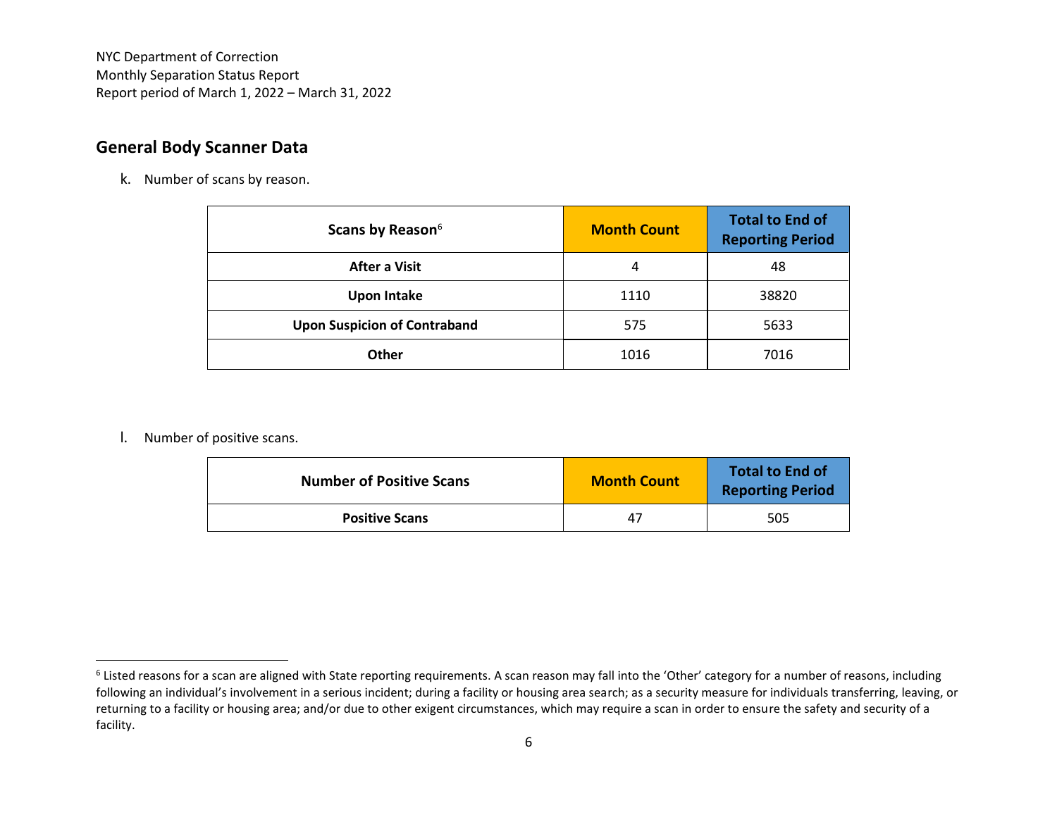NYC Department of Correction
Monthly Separation Status Report
Report period of March 1, 2022 – March 31, 2022

## General Body Scanner Data

k. Number of scans by reason.

| Scans by Reason[6] | Month Count | Total to End of Reporting Period |
|---|---|---|
| **After a Visit** | 4 | 48 |
| **Upon Intake** | 1110 | 38820 |
| **Upon Suspicion of Contraband** | 575 | 5633 |
| **Other** | 1016 | 7016 |

l. Number of positive scans.

| Number of Positive Scans | Month Count | Total to End of Reporting Period |
|---|---|---|
| **Positive Scans** | 47 | 505 |

[6] Listed reasons for a scan are aligned with State reporting requirements. A scan reason may fall into the 'Other' category for a number of reasons, including following an individual's involvement in a serious incident; during a facility or housing area search; as a security measure for individuals transferring, leaving, or returning to a facility or housing area; and/or due to other exigent circumstances, which may require a scan in order to ensure the safety and security of a facility.